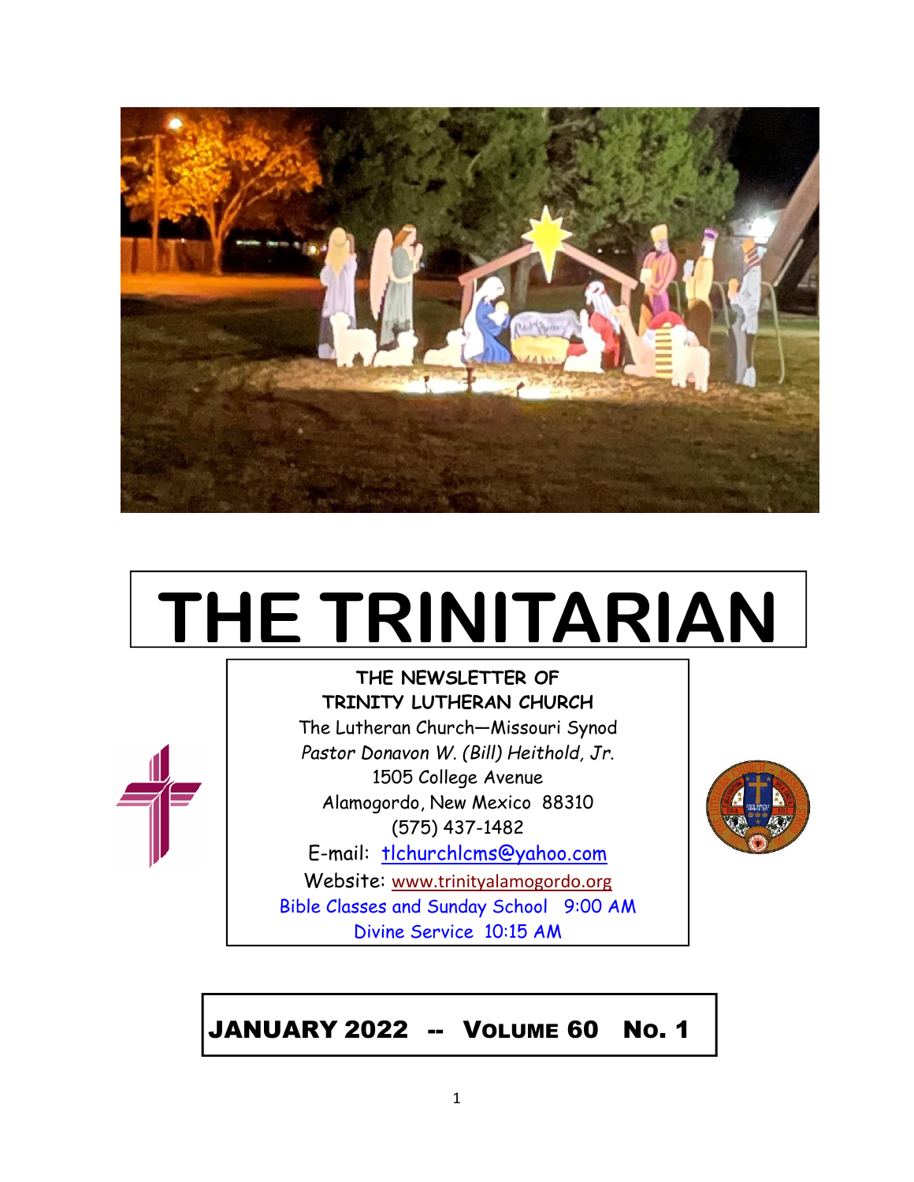# THE TRINITARIAN

**THE NEWSLETTER OF**
**TRINITY LUTHERAN CHURCH**

The Lutheran Church—Missouri Synod

*Pastor Donavon W. (Bill) Heithold, Jr.*

1505 College Avenue

Alamogordo, New Mexico 88310

(575) 437-1482

E-mail: tlchurchlcms@yahoo.com

Website: www.trinityalamogordo.org

Bible Classes and Sunday School 9:00 AM

Divine Service 10:15 AM

**JANUARY 2022 -- VOLUME 60 NO. 1**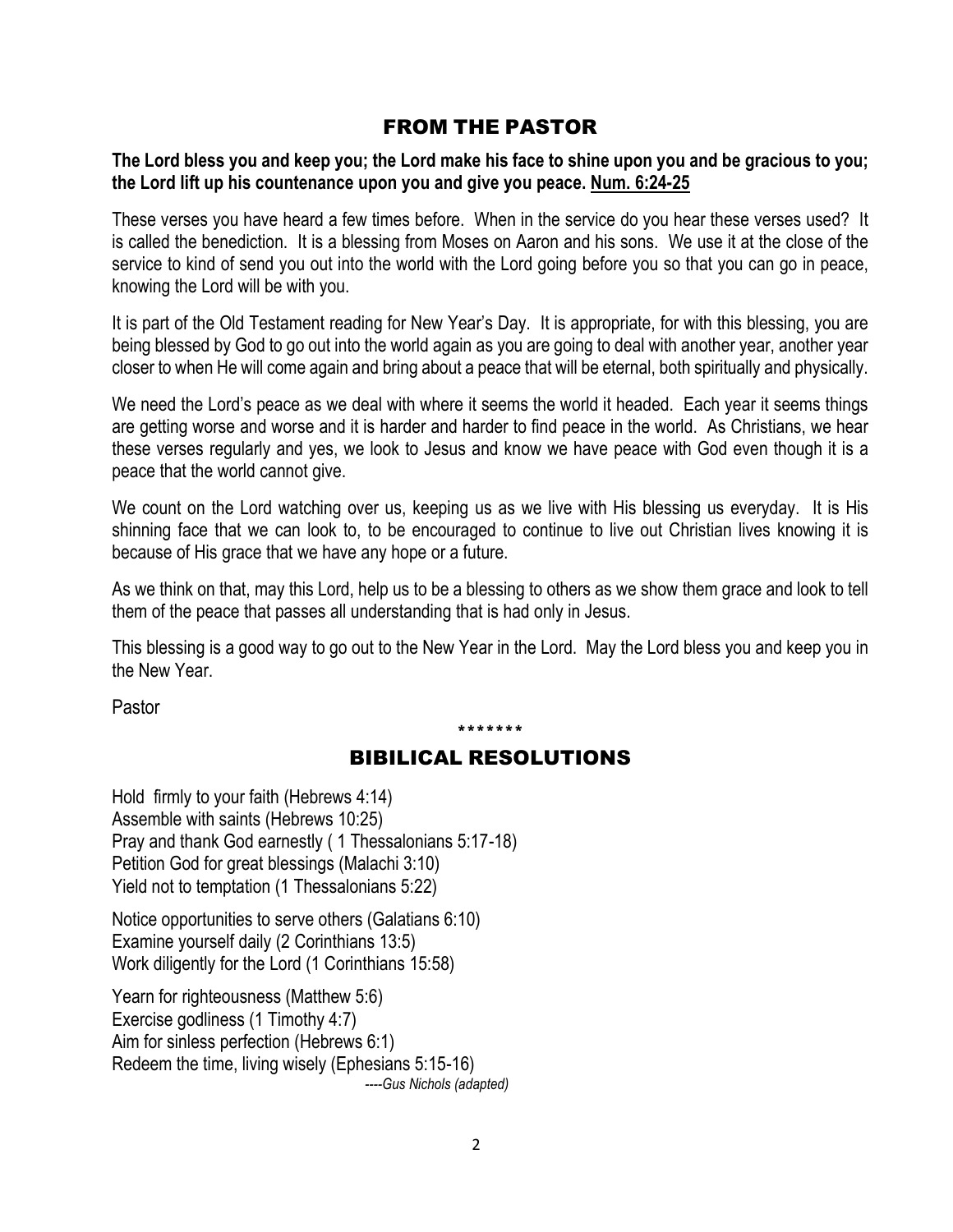## FROM THE PASTOR

**The Lord bless you and keep you; the Lord make his face to shine upon you and be gracious to you; the Lord lift up his countenance upon you and give you peace. Num. 6:24-25**

These verses you have heard a few times before. When in the service do you hear these verses used? It is called the benediction. It is a blessing from Moses on Aaron and his sons. We use it at the close of the service to kind of send you out into the world with the Lord going before you so that you can go in peace, knowing the Lord will be with you.

It is part of the Old Testament reading for New Year's Day. It is appropriate, for with this blessing, you are being blessed by God to go out into the world again as you are going to deal with another year, another year closer to when He will come again and bring about a peace that will be eternal, both spiritually and physically.

We need the Lord's peace as we deal with where it seems the world it headed. Each year it seems things are getting worse and worse and it is harder and harder to find peace in the world. As Christians, we hear these verses regularly and yes, we look to Jesus and know we have peace with God even though it is a peace that the world cannot give.

We count on the Lord watching over us, keeping us as we live with His blessing us everyday. It is His shinning face that we can look to, to be encouraged to continue to live out Christian lives knowing it is because of His grace that we have any hope or a future.

As we think on that, may this Lord, help us to be a blessing to others as we show them grace and look to tell them of the peace that passes all understanding that is had only in Jesus.

This blessing is a good way to go out to the New Year in the Lord. May the Lord bless you and keep you in the New Year.

Pastor

\*\*\*\*\*\*\*

## BIBILICAL RESOLUTIONS

Hold firmly to your faith (Hebrews 4:14)
Assemble with saints (Hebrews 10:25)
Pray and thank God earnestly ( 1 Thessalonians 5:17-18)
Petition God for great blessings (Malachi 3:10)
Yield not to temptation (1 Thessalonians 5:22)

Notice opportunities to serve others (Galatians 6:10)
Examine yourself daily (2 Corinthians 13:5)
Work diligently for the Lord (1 Corinthians 15:58)

Yearn for righteousness (Matthew 5:6)
Exercise godliness (1 Timothy 4:7)
Aim for sinless perfection (Hebrews 6:1)
Redeem the time, living wisely (Ephesians 5:15-16)

*----Gus Nichols (adapted)*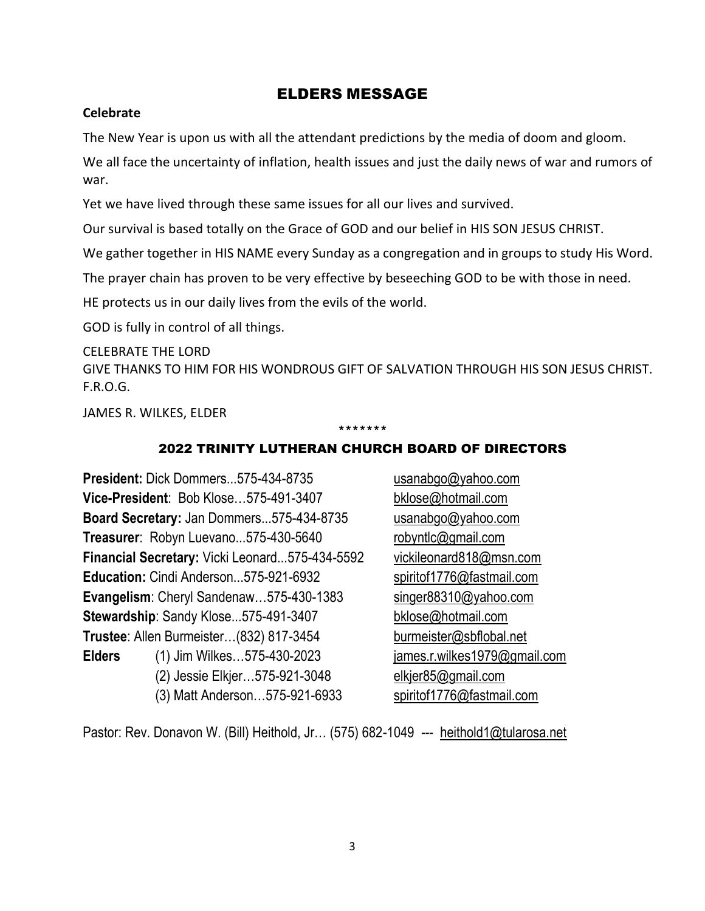# ELDERS MESSAGE

**Celebrate**

The New Year is upon us with all the attendant predictions by the media of doom and gloom.

We all face the uncertainty of inflation, health issues and just the daily news of war and rumors of war.

Yet we have lived through these same issues for all our lives and survived.

Our survival is based totally on the Grace of GOD and our belief in HIS SON JESUS CHRIST.

We gather together in HIS NAME every Sunday as a congregation and in groups to study His Word.

The prayer chain has proven to be very effective by beseeching GOD to be with those in need.

HE protects us in our daily lives from the evils of the world.

GOD is fully in control of all things.

CELEBRATE THE LORD
GIVE THANKS TO HIM FOR HIS WONDROUS GIFT OF SALVATION THROUGH HIS SON JESUS CHRIST.
F.R.O.G.

JAMES R. WILKES, ELDER

*******

## 2022 TRINITY LUTHERAN CHURCH BOARD OF DIRECTORS

| | | |
|---|---|---|
| **President:** | Dick Dommers...575-434-8735 | usanabgo@yahoo.com |
| **Vice-President**: | Bob Klose…575-491-3407 | bklose@hotmail.com |
| **Board Secretary:** | Jan Dommers...575-434-8735 | usanabgo@yahoo.com |
| **Treasurer**: | Robyn Luevano...575-430-5640 | robyntlc@gmail.com |
| **Financial Secretary:** | Vicki Leonard...575-434-5592 | vickileonard818@msn.com |
| **Education:** | Cindi Anderson...575-921-6932 | spiritof1776@fastmail.com |
| **Evangelism**: | Cheryl Sandenaw…575-430-1383 | singer88310@yahoo.com |
| **Stewardship**: | Sandy Klose...575-491-3407 | bklose@hotmail.com |
| **Trustee**: | Allen Burmeister…(832) 817-3454 | burmeister@sbflobal.net |
| **Elders** | (1) Jim Wilkes…575-430-2023 | james.r.wilkes1979@gmail.com |
| | (2) Jessie Elkjer…575-921-3048 | elkjer85@gmail.com |
| | (3) Matt Anderson…575-921-6933 | spiritof1776@fastmail.com |

Pastor: Rev. Donavon W. (Bill) Heithold, Jr… (575) 682-1049 --- heithold1@tularosa.net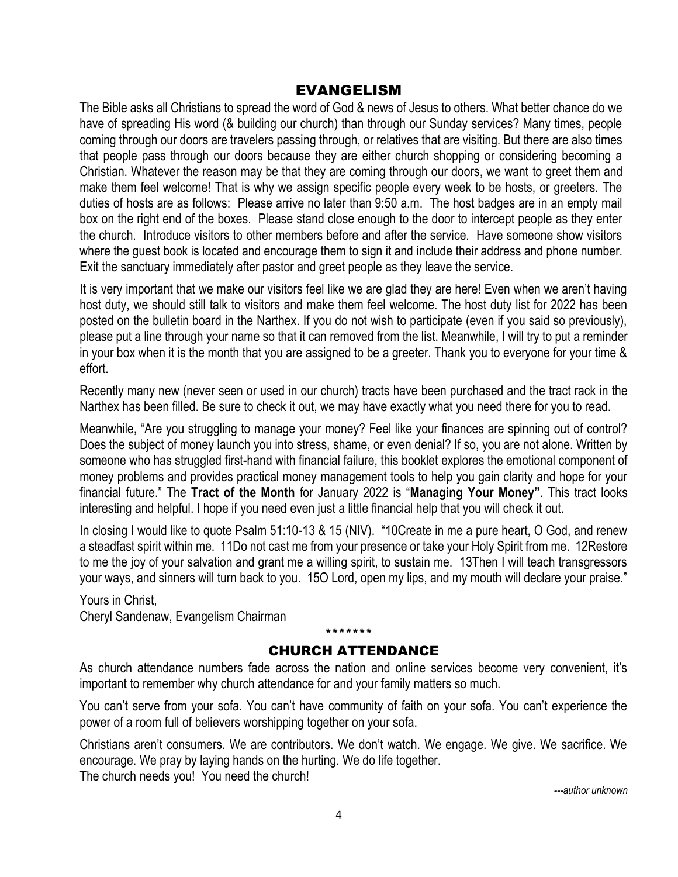## EVANGELISM

The Bible asks all Christians to spread the word of God & news of Jesus to others. What better chance do we have of spreading His word (& building our church) than through our Sunday services? Many times, people coming through our doors are travelers passing through, or relatives that are visiting. But there are also times that people pass through our doors because they are either church shopping or considering becoming a Christian. Whatever the reason may be that they are coming through our doors, we want to greet them and make them feel welcome! That is why we assign specific people every week to be hosts, or greeters. The duties of hosts are as follows: Please arrive no later than 9:50 a.m. The host badges are in an empty mail box on the right end of the boxes. Please stand close enough to the door to intercept people as they enter the church. Introduce visitors to other members before and after the service. Have someone show visitors where the guest book is located and encourage them to sign it and include their address and phone number. Exit the sanctuary immediately after pastor and greet people as they leave the service.

It is very important that we make our visitors feel like we are glad they are here! Even when we aren't having host duty, we should still talk to visitors and make them feel welcome. The host duty list for 2022 has been posted on the bulletin board in the Narthex. If you do not wish to participate (even if you said so previously), please put a line through your name so that it can removed from the list. Meanwhile, I will try to put a reminder in your box when it is the month that you are assigned to be a greeter. Thank you to everyone for your time & effort.

Recently many new (never seen or used in our church) tracts have been purchased and the tract rack in the Narthex has been filled. Be sure to check it out, we may have exactly what you need there for you to read.

Meanwhile, "Are you struggling to manage your money? Feel like your finances are spinning out of control? Does the subject of money launch you into stress, shame, or even denial? If so, you are not alone. Written by someone who has struggled first-hand with financial failure, this booklet explores the emotional component of money problems and provides practical money management tools to help you gain clarity and hope for your financial future." The **Tract of the Month** for January 2022 is "**Managing Your Money"**. This tract looks interesting and helpful. I hope if you need even just a little financial help that you will check it out.

In closing I would like to quote Psalm 51:10-13 & 15 (NIV). "10Create in me a pure heart, O God, and renew a steadfast spirit within me. 11Do not cast me from your presence or take your Holy Spirit from me. 12Restore to me the joy of your salvation and grant me a willing spirit, to sustain me. 13Then I will teach transgressors your ways, and sinners will turn back to you. 15O Lord, open my lips, and my mouth will declare your praise."

Yours in Christ,
Cheryl Sandenaw, Evangelism Chairman

*******

## CHURCH ATTENDANCE

As church attendance numbers fade across the nation and online services become very convenient, it's important to remember why church attendance for and your family matters so much.

You can't serve from your sofa. You can't have community of faith on your sofa. You can't experience the power of a room full of believers worshipping together on your sofa.

Christians aren't consumers. We are contributors. We don't watch. We engage. We give. We sacrifice. We encourage. We pray by laying hands on the hurting. We do life together.
The church needs you! You need the church!

*---author unknown*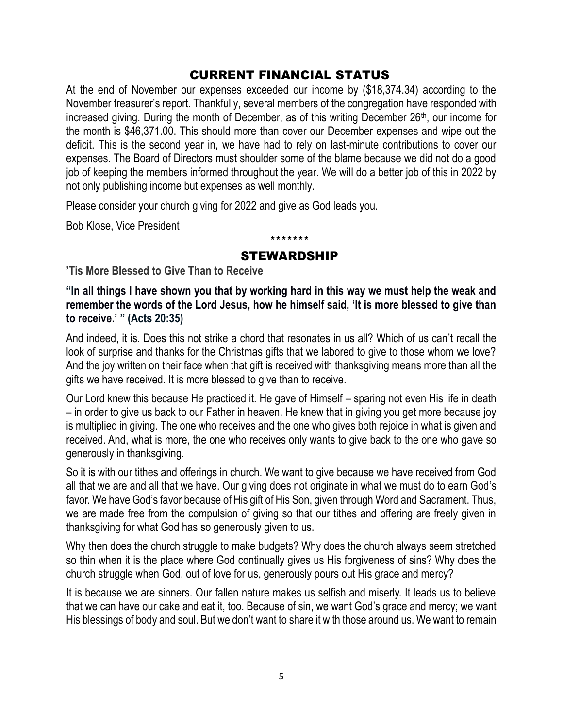## CURRENT FINANCIAL STATUS

At the end of November our expenses exceeded our income by ($18,374.34) according to the November treasurer's report. Thankfully, several members of the congregation have responded with increased giving. During the month of December, as of this writing December 26th, our income for the month is $46,371.00. This should more than cover our December expenses and wipe out the deficit. This is the second year in, we have had to rely on last-minute contributions to cover our expenses. The Board of Directors must shoulder some of the blame because we did not do a good job of keeping the members informed throughout the year. We will do a better job of this in 2022 by not only publishing income but expenses as well monthly.

Please consider your church giving for 2022 and give as God leads you.

Bob Klose, Vice President

*******

## STEWARDSHIP

**'Tis More Blessed to Give Than to Receive**

**"In all things I have shown you that by working hard in this way we must help the weak and remember the words of the Lord Jesus, how he himself said, 'It is more blessed to give than to receive.' " (Acts 20:35)**

And indeed, it is. Does this not strike a chord that resonates in us all? Which of us can't recall the look of surprise and thanks for the Christmas gifts that we labored to give to those whom we love? And the joy written on their face when that gift is received with thanksgiving means more than all the gifts we have received. It is more blessed to give than to receive.

Our Lord knew this because He practiced it. He gave of Himself – sparing not even His life in death – in order to give us back to our Father in heaven. He knew that in giving you get more because joy is multiplied in giving. The one who receives and the one who gives both rejoice in what is given and received. And, what is more, the one who receives only wants to give back to the one who gave so generously in thanksgiving.

So it is with our tithes and offerings in church. We want to give because we have received from God all that we are and all that we have. Our giving does not originate in what we must do to earn God's favor. We have God's favor because of His gift of His Son, given through Word and Sacrament. Thus, we are made free from the compulsion of giving so that our tithes and offering are freely given in thanksgiving for what God has so generously given to us.

Why then does the church struggle to make budgets? Why does the church always seem stretched so thin when it is the place where God continually gives us His forgiveness of sins? Why does the church struggle when God, out of love for us, generously pours out His grace and mercy?

It is because we are sinners. Our fallen nature makes us selfish and miserly. It leads us to believe that we can have our cake and eat it, too. Because of sin, we want God's grace and mercy; we want His blessings of body and soul. But we don't want to share it with those around us. We want to remain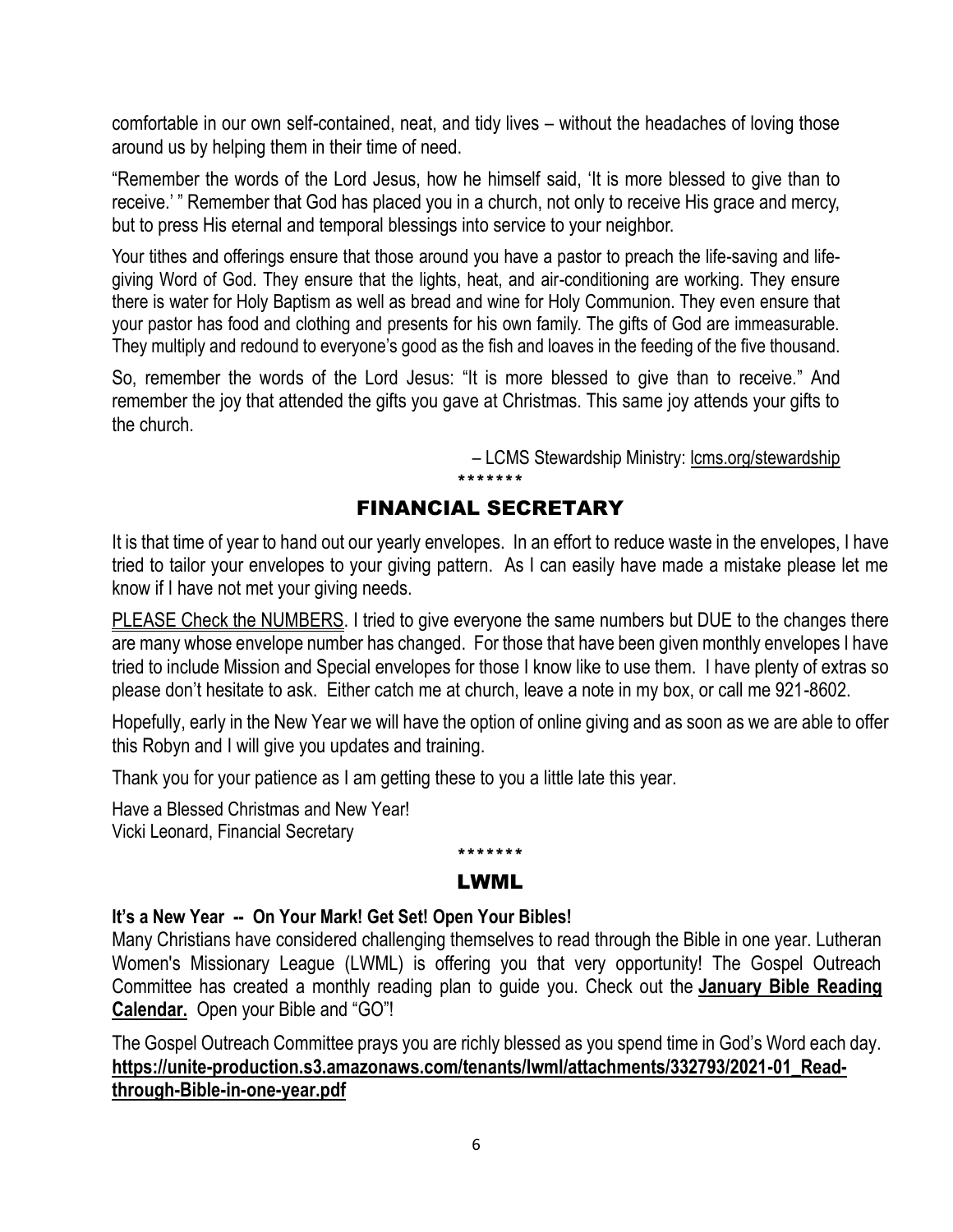comfortable in our own self-contained, neat, and tidy lives – without the headaches of loving those around us by helping them in their time of need.

"Remember the words of the Lord Jesus, how he himself said, 'It is more blessed to give than to receive.' " Remember that God has placed you in a church, not only to receive His grace and mercy, but to press His eternal and temporal blessings into service to your neighbor.

Your tithes and offerings ensure that those around you have a pastor to preach the life-saving and life-giving Word of God. They ensure that the lights, heat, and air-conditioning are working. They ensure there is water for Holy Baptism as well as bread and wine for Holy Communion. They even ensure that your pastor has food and clothing and presents for his own family. The gifts of God are immeasurable. They multiply and redound to everyone's good as the fish and loaves in the feeding of the five thousand.

So, remember the words of the Lord Jesus: "It is more blessed to give than to receive." And remember the joy that attended the gifts you gave at Christmas. This same joy attends your gifts to the church.

– LCMS Stewardship Ministry: lcms.org/stewardship

*******

## FINANCIAL SECRETARY

It is that time of year to hand out our yearly envelopes. In an effort to reduce waste in the envelopes, I have tried to tailor your envelopes to your giving pattern. As I can easily have made a mistake please let me know if I have not met your giving needs.

PLEASE Check the NUMBERS. I tried to give everyone the same numbers but DUE to the changes there are many whose envelope number has changed. For those that have been given monthly envelopes I have tried to include Mission and Special envelopes for those I know like to use them. I have plenty of extras so please don't hesitate to ask. Either catch me at church, leave a note in my box, or call me 921-8602.

Hopefully, early in the New Year we will have the option of online giving and as soon as we are able to offer this Robyn and I will give you updates and training.

Thank you for your patience as I am getting these to you a little late this year.

Have a Blessed Christmas and New Year!
Vicki Leonard, Financial Secretary

*******

## LWML

**It's a New Year -- On Your Mark! Get Set! Open Your Bibles!**
Many Christians have considered challenging themselves to read through the Bible in one year. Lutheran Women's Missionary League (LWML) is offering you that very opportunity! The Gospel Outreach Committee has created a monthly reading plan to guide you. Check out the **January Bible Reading Calendar.** Open your Bible and "GO"!

The Gospel Outreach Committee prays you are richly blessed as you spend time in God's Word each day.
**https://unite-production.s3.amazonaws.com/tenants/lwml/attachments/332793/2021-01_Read-through-Bible-in-one-year.pdf**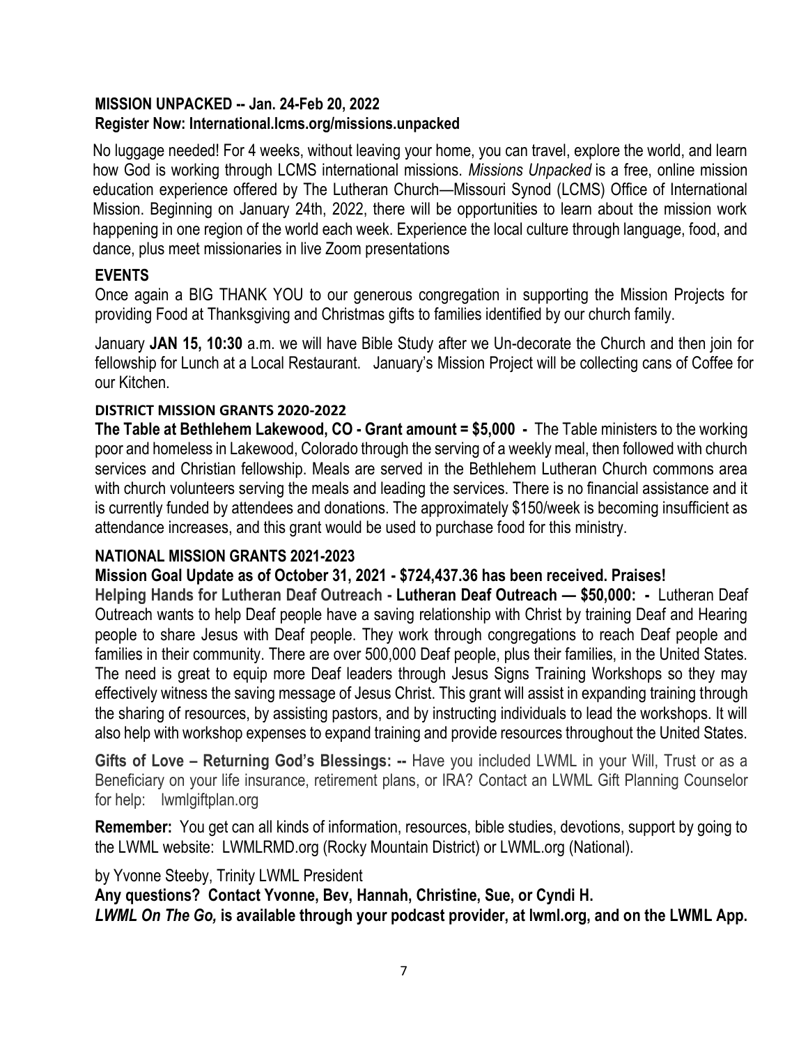**MISSION UNPACKED -- Jan. 24-Feb 20, 2022**
**Register Now: International.lcms.org/missions.unpacked**

No luggage needed! For 4 weeks, without leaving your home, you can travel, explore the world, and learn how God is working through LCMS international missions. *Missions Unpacked* is a free, online mission education experience offered by The Lutheran Church—Missouri Synod (LCMS) Office of International Mission. Beginning on January 24th, 2022, there will be opportunities to learn about the mission work happening in one region of the world each week. Experience the local culture through language, food, and dance, plus meet missionaries in live Zoom presentations

## EVENTS

Once again a BIG THANK YOU to our generous congregation in supporting the Mission Projects for providing Food at Thanksgiving and Christmas gifts to families identified by our church family.

January **JAN 15, 10:30** a.m. we will have Bible Study after we Un-decorate the Church and then join for fellowship for Lunch at a Local Restaurant. January's Mission Project will be collecting cans of Coffee for our Kitchen.

### DISTRICT MISSION GRANTS 2020-2022

**The Table at Bethlehem Lakewood, CO - Grant amount = $5,000 -** The Table ministers to the working poor and homeless in Lakewood, Colorado through the serving of a weekly meal, then followed with church services and Christian fellowship. Meals are served in the Bethlehem Lutheran Church commons area with church volunteers serving the meals and leading the services. There is no financial assistance and it is currently funded by attendees and donations. The approximately $150/week is becoming insufficient as attendance increases, and this grant would be used to purchase food for this ministry.

### NATIONAL MISSION GRANTS 2021-2023

**Mission Goal Update as of October 31, 2021 - $724,437.36 has been received. Praises!**

**Helping Hands for Lutheran Deaf Outreach - Lutheran Deaf Outreach — $50,000: -** Lutheran Deaf Outreach wants to help Deaf people have a saving relationship with Christ by training Deaf and Hearing people to share Jesus with Deaf people. They work through congregations to reach Deaf people and families in their community. There are over 500,000 Deaf people, plus their families, in the United States. The need is great to equip more Deaf leaders through Jesus Signs Training Workshops so they may effectively witness the saving message of Jesus Christ. This grant will assist in expanding training through the sharing of resources, by assisting pastors, and by instructing individuals to lead the workshops. It will also help with workshop expenses to expand training and provide resources throughout the United States.

**Gifts of Love – Returning God's Blessings: --** Have you included LWML in your Will, Trust or as a Beneficiary on your life insurance, retirement plans, or IRA? Contact an LWML Gift Planning Counselor for help: lwmlgiftplan.org

**Remember:** You get can all kinds of information, resources, bible studies, devotions, support by going to the LWML website: LWMLRMD.org (Rocky Mountain District) or LWML.org (National).

by Yvonne Steeby, Trinity LWML President

**Any questions? Contact Yvonne, Bev, Hannah, Christine, Sue, or Cyndi H.**

***LWML On The Go,* is available through your podcast provider, at lwml.org, and on the LWML App.**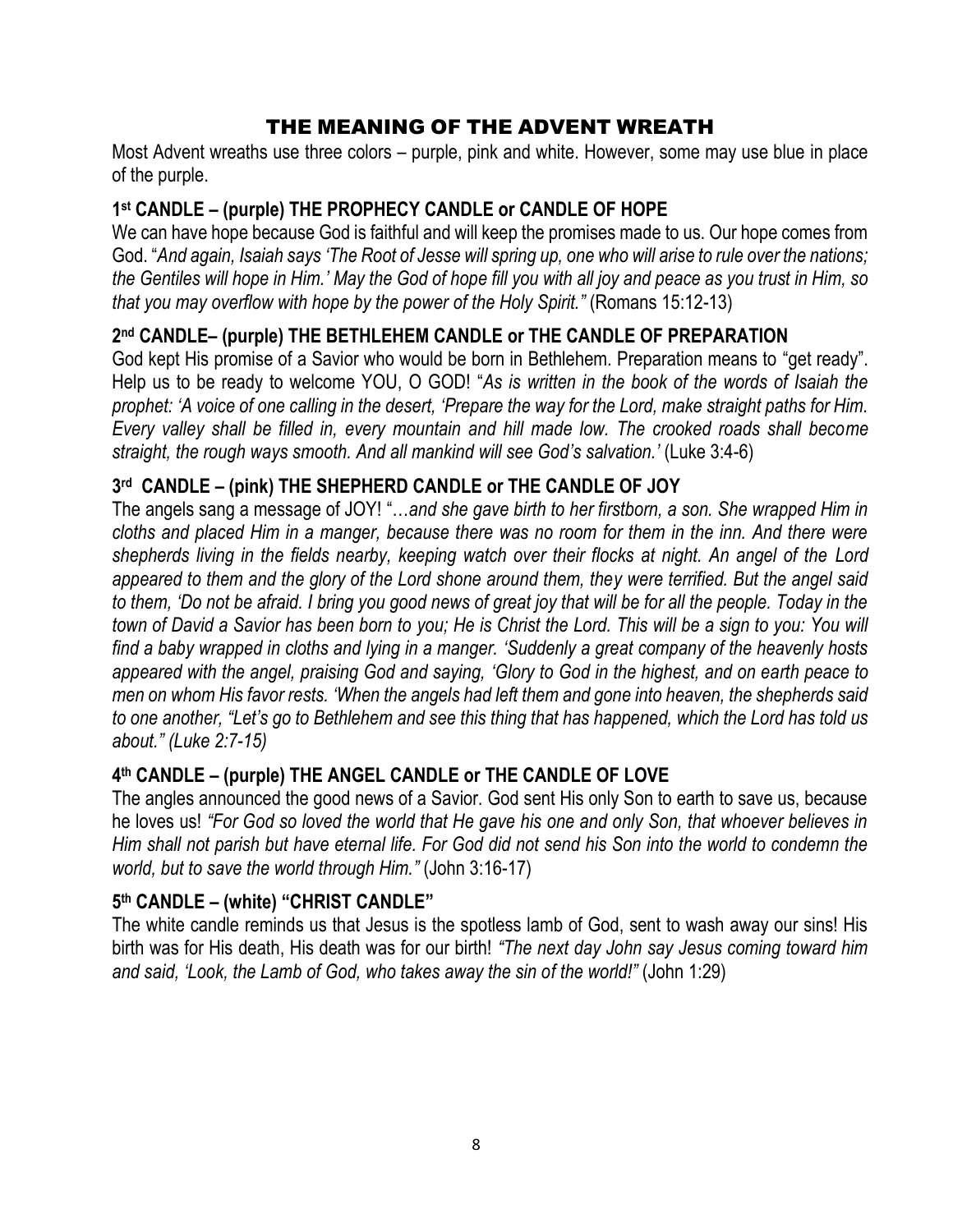# THE MEANING OF THE ADVENT WREATH

Most Advent wreaths use three colors – purple, pink and white. However, some may use blue in place of the purple.

## 1st CANDLE – (purple) THE PROPHECY CANDLE or CANDLE OF HOPE

We can have hope because God is faithful and will keep the promises made to us. Our hope comes from God. "*And again, Isaiah says 'The Root of Jesse will spring up, one who will arise to rule over the nations; the Gentiles will hope in Him.' May the God of hope fill you with all joy and peace as you trust in Him, so that you may overflow with hope by the power of the Holy Spirit."* (Romans 15:12-13)

## 2nd CANDLE– (purple) THE BETHLEHEM CANDLE or THE CANDLE OF PREPARATION

God kept His promise of a Savior who would be born in Bethlehem. Preparation means to "get ready". Help us to be ready to welcome YOU, O GOD! "*As is written in the book of the words of Isaiah the prophet: 'A voice of one calling in the desert, 'Prepare the way for the Lord, make straight paths for Him. Every valley shall be filled in, every mountain and hill made low. The crooked roads shall become straight, the rough ways smooth. And all mankind will see God's salvation.'* (Luke 3:4-6)

## 3rd CANDLE – (pink) THE SHEPHERD CANDLE or THE CANDLE OF JOY

The angels sang a message of JOY! "…*and she gave birth to her firstborn, a son. She wrapped Him in cloths and placed Him in a manger, because there was no room for them in the inn. And there were shepherds living in the fields nearby, keeping watch over their flocks at night. An angel of the Lord appeared to them and the glory of the Lord shone around them, they were terrified. But the angel said to them, 'Do not be afraid. I bring you good news of great joy that will be for all the people. Today in the town of David a Savior has been born to you; He is Christ the Lord. This will be a sign to you: You will find a baby wrapped in cloths and lying in a manger. 'Suddenly a great company of the heavenly hosts appeared with the angel, praising God and saying, 'Glory to God in the highest, and on earth peace to men on whom His favor rests. 'When the angels had left them and gone into heaven, the shepherds said to one another, "Let's go to Bethlehem and see this thing that has happened, which the Lord has told us about." (Luke 2:7-15)*

## 4th CANDLE – (purple) THE ANGEL CANDLE or THE CANDLE OF LOVE

The angles announced the good news of a Savior. God sent His only Son to earth to save us, because he loves us! *"For God so loved the world that He gave his one and only Son, that whoever believes in Him shall not parish but have eternal life. For God did not send his Son into the world to condemn the world, but to save the world through Him."* (John 3:16-17)

## 5th CANDLE – (white) "CHRIST CANDLE"

The white candle reminds us that Jesus is the spotless lamb of God, sent to wash away our sins! His birth was for His death, His death was for our birth! *"The next day John say Jesus coming toward him and said, 'Look, the Lamb of God, who takes away the sin of the world!"* (John 1:29)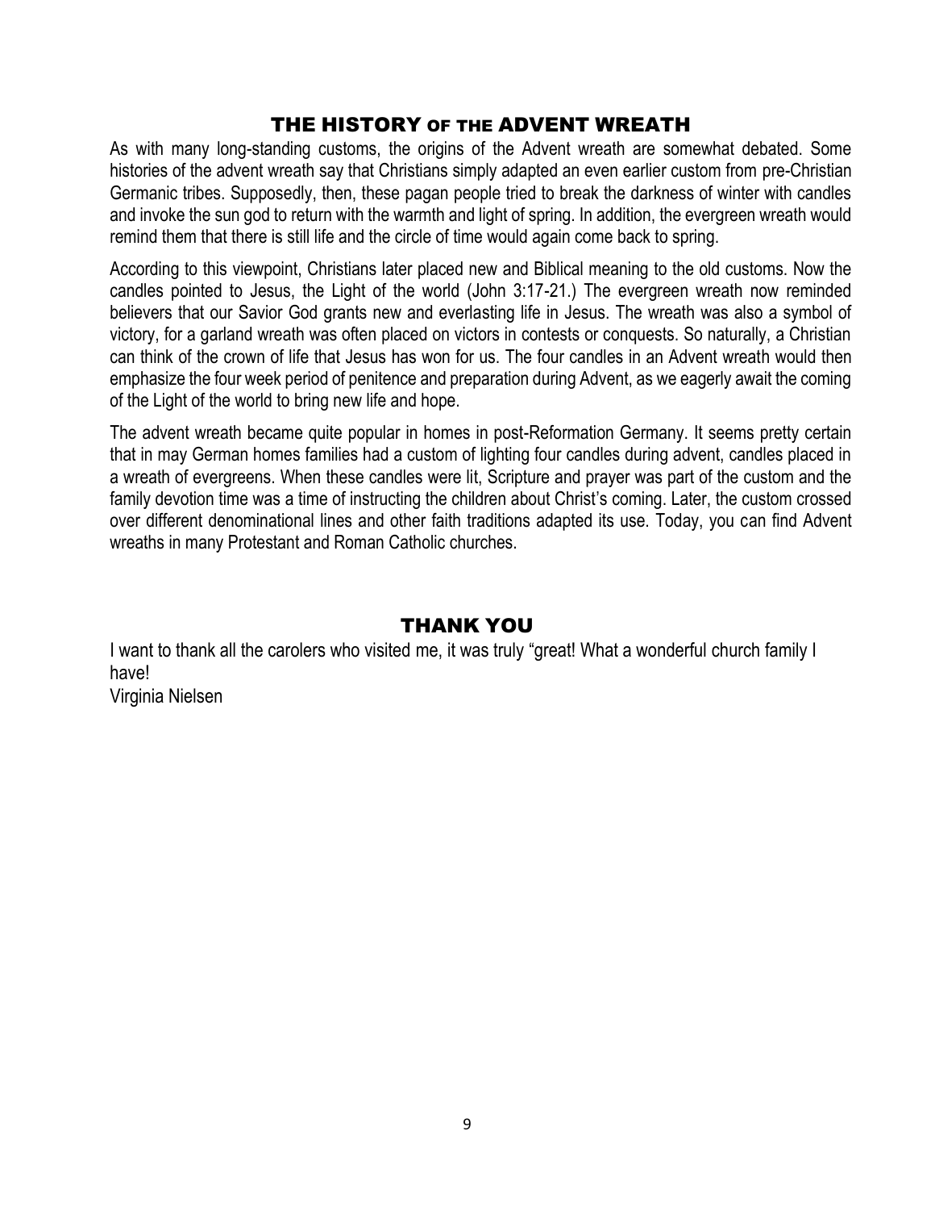## THE HISTORY OF THE ADVENT WREATH

As with many long-standing customs, the origins of the Advent wreath are somewhat debated. Some histories of the advent wreath say that Christians simply adapted an even earlier custom from pre-Christian Germanic tribes. Supposedly, then, these pagan people tried to break the darkness of winter with candles and invoke the sun god to return with the warmth and light of spring. In addition, the evergreen wreath would remind them that there is still life and the circle of time would again come back to spring.

According to this viewpoint, Christians later placed new and Biblical meaning to the old customs. Now the candles pointed to Jesus, the Light of the world (John 3:17-21.) The evergreen wreath now reminded believers that our Savior God grants new and everlasting life in Jesus. The wreath was also a symbol of victory, for a garland wreath was often placed on victors in contests or conquests. So naturally, a Christian can think of the crown of life that Jesus has won for us. The four candles in an Advent wreath would then emphasize the four week period of penitence and preparation during Advent, as we eagerly await the coming of the Light of the world to bring new life and hope.

The advent wreath became quite popular in homes in post-Reformation Germany. It seems pretty certain that in may German homes families had a custom of lighting four candles during advent, candles placed in a wreath of evergreens. When these candles were lit, Scripture and prayer was part of the custom and the family devotion time was a time of instructing the children about Christ's coming. Later, the custom crossed over different denominational lines and other faith traditions adapted its use. Today, you can find Advent wreaths in many Protestant and Roman Catholic churches.

## THANK YOU

I want to thank all the carolers who visited me, it was truly "great! What a wonderful church family I have!
Virginia Nielsen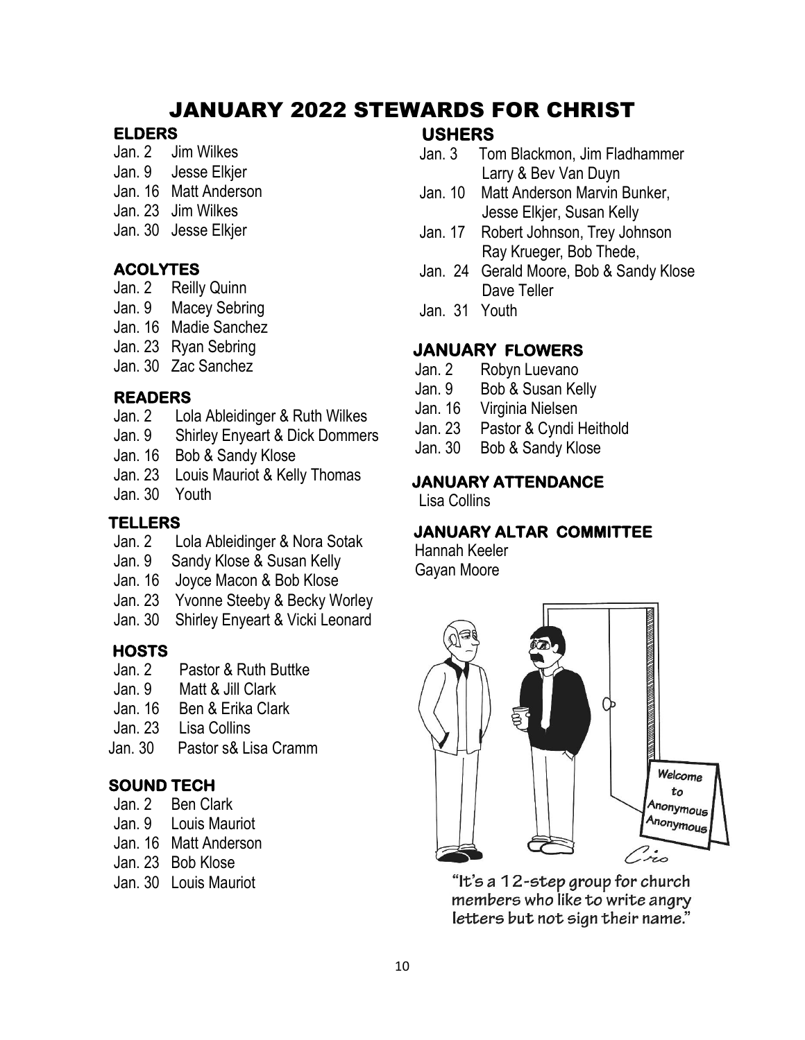# JANUARY 2022 STEWARDS FOR CHRIST

## ELDERS

Jan. 2 Jim Wilkes
Jan. 9 Jesse Elkjer
Jan. 16 Matt Anderson
Jan. 23 Jim Wilkes
Jan. 30 Jesse Elkjer

## ACOLYTES

Jan. 2 Reilly Quinn
Jan. 9 Macey Sebring
Jan. 16 Madie Sanchez
Jan. 23 Ryan Sebring
Jan. 30 Zac Sanchez

## READERS

Jan. 2 Lola Ableidinger & Ruth Wilkes
Jan. 9 Shirley Enyeart & Dick Dommers
Jan. 16 Bob & Sandy Klose
Jan. 23 Louis Mauriot & Kelly Thomas
Jan. 30 Youth

## TELLERS

Jan. 2 Lola Ableidinger & Nora Sotak
Jan. 9 Sandy Klose & Susan Kelly
Jan. 16 Joyce Macon & Bob Klose
Jan. 23 Yvonne Steeby & Becky Worley
Jan. 30 Shirley Enyeart & Vicki Leonard

## HOSTS

Jan. 2 Pastor & Ruth Buttke
Jan. 9 Matt & Jill Clark
Jan. 16 Ben & Erika Clark
Jan. 23 Lisa Collins
Jan. 30 Pastor s& Lisa Cramm

## SOUND TECH

Jan. 2 Ben Clark
Jan. 9 Louis Mauriot
Jan. 16 Matt Anderson
Jan. 23 Bob Klose
Jan. 30 Louis Mauriot

## USHERS

Jan. 3 Tom Blackmon, Jim Fladhammer
Larry & Bev Van Duyn
Jan. 10 Matt Anderson Marvin Bunker,
Jesse Elkjer, Susan Kelly
Jan. 17 Robert Johnson, Trey Johnson
Ray Krueger, Bob Thede,
Jan. 24 Gerald Moore, Bob & Sandy Klose
Dave Teller
Jan. 31 Youth

## JANUARY FLOWERS

Jan. 2 Robyn Luevano
Jan. 9 Bob & Susan Kelly
Jan. 16 Virginia Nielsen
Jan. 23 Pastor & Cyndi Heithold
Jan. 30 Bob & Sandy Klose

## JANUARY ATTENDANCE

Lisa Collins

## JANUARY ALTAR COMMITTEE

Hannah Keeler
Gayan Moore

"It's a 12-step group for church members who like to write angry letters but not sign their name."